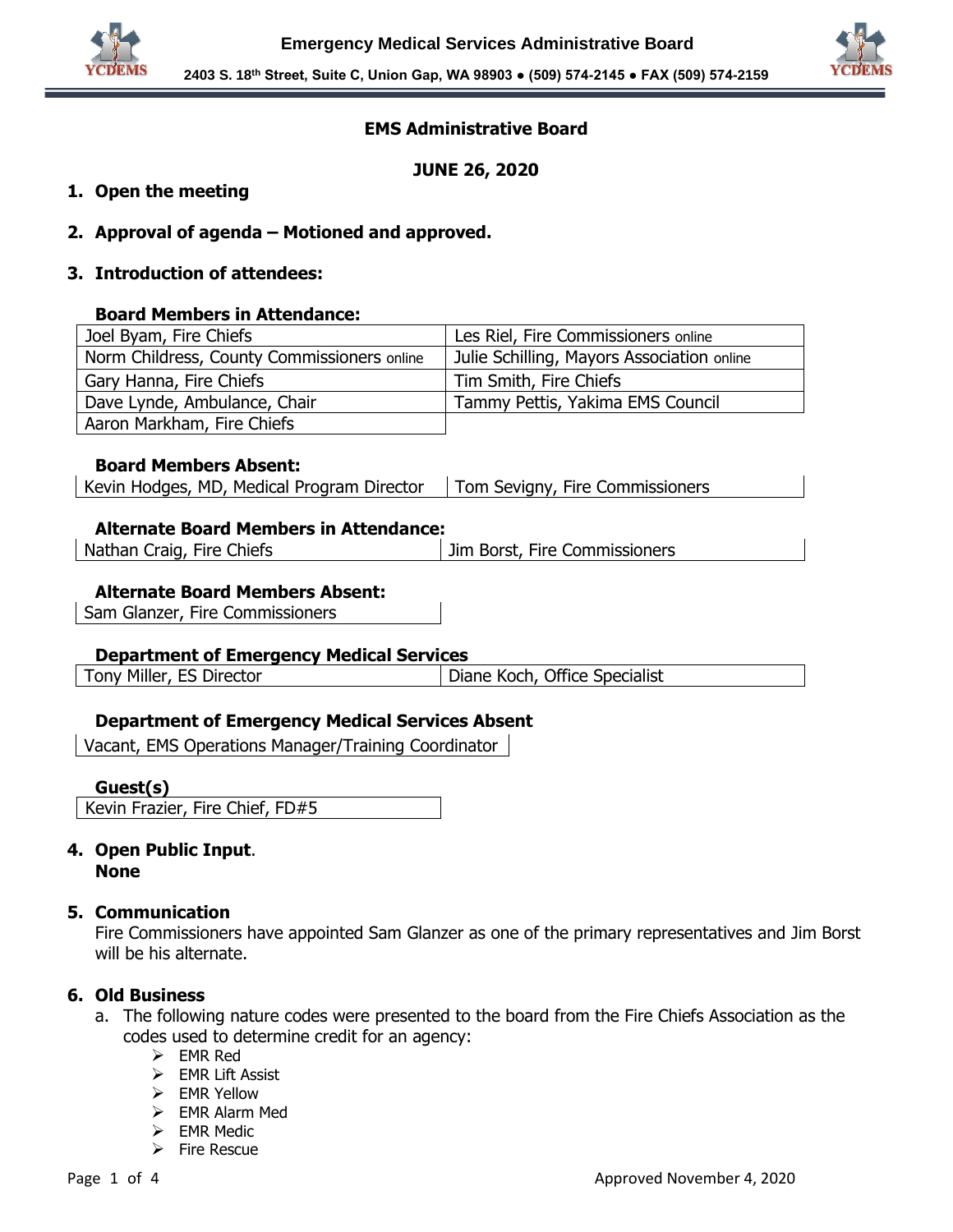# EMS Administrative Board

**JUNE 26, 2020**

1. **Open the meeting**

2. **Approval of agenda – Motioned and approved.**

3. **Introduction of attendees:**

**Board Members in Attendance:**

| | |
|---|---|
| Joel Byam, Fire Chiefs | Les Riel, Fire Commissioners online |
| Norm Childress, County Commissioners online | Julie Schilling, Mayors Association online |
| Gary Hanna, Fire Chiefs | Tim Smith, Fire Chiefs |
| Dave Lynde, Ambulance, Chair | Tammy Pettis, Yakima EMS Council |
| Aaron Markham, Fire Chiefs | |

**Board Members Absent:**

| | |
|---|---|
| Kevin Hodges, MD, Medical Program Director | Tom Sevigny, Fire Commissioners |

**Alternate Board Members in Attendance:**

| | |
|---|---|
| Nathan Craig, Fire Chiefs | Jim Borst, Fire Commissioners |

**Alternate Board Members Absent:**

| |
|---|
| Sam Glanzer, Fire Commissioners |

**Department of Emergency Medical Services**

| | |
|---|---|
| Tony Miller, ES Director | Diane Koch, Office Specialist |

**Department of Emergency Medical Services Absent**

| |
|---|
| Vacant, EMS Operations Manager/Training Coordinator |

**Guest(s)**

| |
|---|
| Kevin Frazier, Fire Chief, FD#5 |

4. **Open Public Input.**
   **None**

5. **Communication**
   Fire Commissioners have appointed Sam Glanzer as one of the primary representatives and Jim Borst will be his alternate.

6. **Old Business**
   a. The following nature codes were presented to the board from the Fire Chiefs Association as the codes used to determine credit for an agency:
      - EMR Red
      - EMR Lift Assist
      - EMR Yellow
      - EMR Alarm Med
      - EMR Medic
      - Fire Rescue

Approved November 4, 2020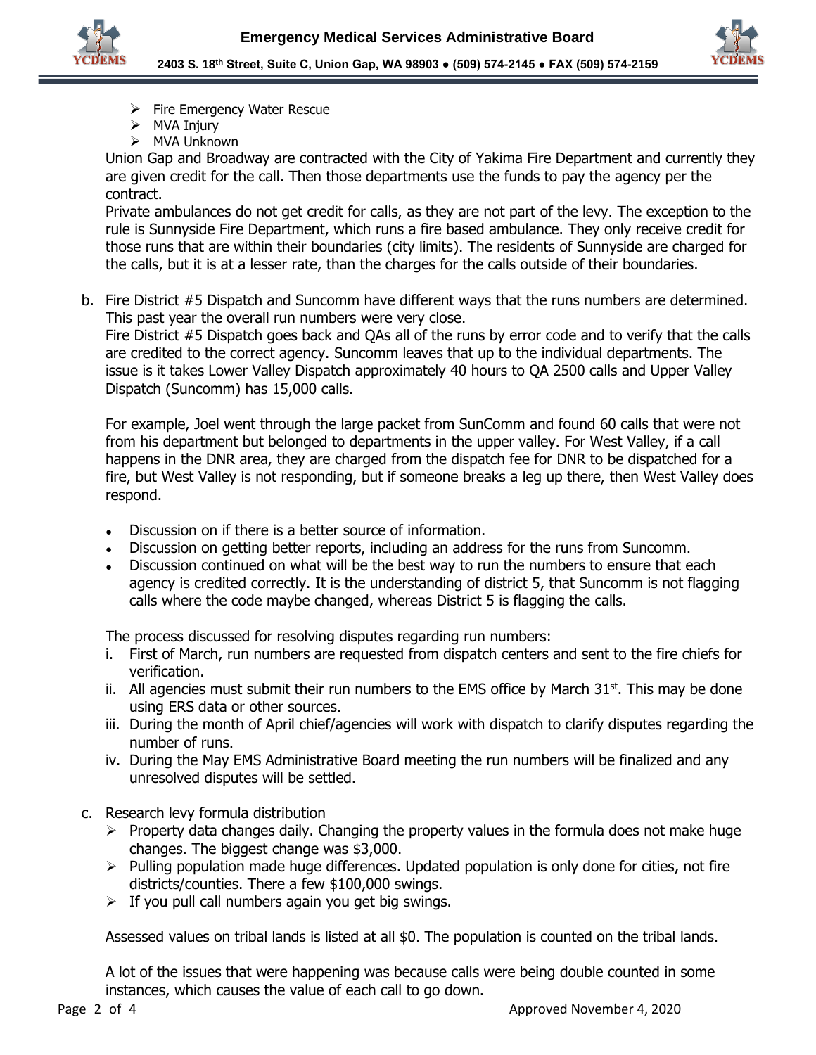- Fire Emergency Water Rescue
- MVA Injury
- MVA Unknown

Union Gap and Broadway are contracted with the City of Yakima Fire Department and currently they are given credit for the call. Then those departments use the funds to pay the agency per the contract.

Private ambulances do not get credit for calls, as they are not part of the levy. The exception to the rule is Sunnyside Fire Department, which runs a fire based ambulance. They only receive credit for those runs that are within their boundaries (city limits). The residents of Sunnyside are charged for the calls, but it is at a lesser rate, than the charges for the calls outside of their boundaries.

b. Fire District #5 Dispatch and Suncomm have different ways that the runs numbers are determined. This past year the overall run numbers were very close.

Fire District #5 Dispatch goes back and QAs all of the runs by error code and to verify that the calls are credited to the correct agency. Suncomm leaves that up to the individual departments. The issue is it takes Lower Valley Dispatch approximately 40 hours to QA 2500 calls and Upper Valley Dispatch (Suncomm) has 15,000 calls.

For example, Joel went through the large packet from SunComm and found 60 calls that were not from his department but belonged to departments in the upper valley. For West Valley, if a call happens in the DNR area, they are charged from the dispatch fee for DNR to be dispatched for a fire, but West Valley is not responding, but if someone breaks a leg up there, then West Valley does respond.

- Discussion on if there is a better source of information.
- Discussion on getting better reports, including an address for the runs from Suncomm.
- Discussion continued on what will be the best way to run the numbers to ensure that each agency is credited correctly. It is the understanding of district 5, that Suncomm is not flagging calls where the code maybe changed, whereas District 5 is flagging the calls.

The process discussed for resolving disputes regarding run numbers:

i. First of March, run numbers are requested from dispatch centers and sent to the fire chiefs for verification.
ii. All agencies must submit their run numbers to the EMS office by March 31st. This may be done using ERS data or other sources.
iii. During the month of April chief/agencies will work with dispatch to clarify disputes regarding the number of runs.
iv. During the May EMS Administrative Board meeting the run numbers will be finalized and any unresolved disputes will be settled.

c. Research levy formula distribution
- Property data changes daily. Changing the property values in the formula does not make huge changes. The biggest change was $3,000.
- Pulling population made huge differences. Updated population is only done for cities, not fire districts/counties. There a few $100,000 swings.
- If you pull call numbers again you get big swings.

Assessed values on tribal lands is listed at all $0. The population is counted on the tribal lands.

A lot of the issues that were happening was because calls were being double counted in some instances, which causes the value of each call to go down.

Approved November 4, 2020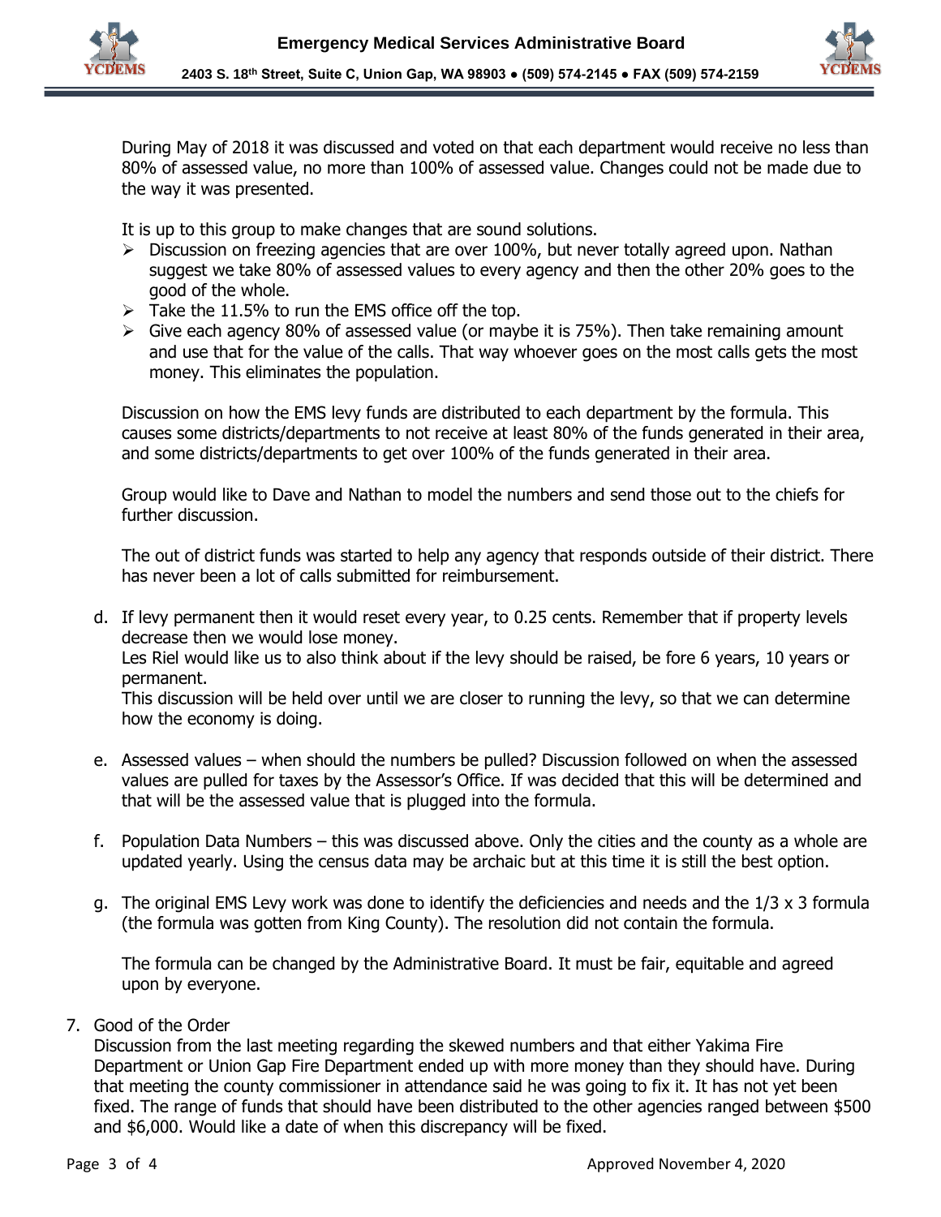During May of 2018 it was discussed and voted on that each department would receive no less than 80% of assessed value, no more than 100% of assessed value. Changes could not be made due to the way it was presented.

It is up to this group to make changes that are sound solutions.

- Discussion on freezing agencies that are over 100%, but never totally agreed upon. Nathan suggest we take 80% of assessed values to every agency and then the other 20% goes to the good of the whole.
- Take the 11.5% to run the EMS office off the top.
- Give each agency 80% of assessed value (or maybe it is 75%). Then take remaining amount and use that for the value of the calls. That way whoever goes on the most calls gets the most money. This eliminates the population.

Discussion on how the EMS levy funds are distributed to each department by the formula. This causes some districts/departments to not receive at least 80% of the funds generated in their area, and some districts/departments to get over 100% of the funds generated in their area.

Group would like to Dave and Nathan to model the numbers and send those out to the chiefs for further discussion.

The out of district funds was started to help any agency that responds outside of their district. There has never been a lot of calls submitted for reimbursement.

d. If levy permanent then it would reset every year, to 0.25 cents. Remember that if property levels decrease then we would lose money.
   Les Riel would like us to also think about if the levy should be raised, be fore 6 years, 10 years or permanent.
   This discussion will be held over until we are closer to running the levy, so that we can determine how the economy is doing.

e. Assessed values – when should the numbers be pulled? Discussion followed on when the assessed values are pulled for taxes by the Assessor's Office. If was decided that this will be determined and that will be the assessed value that is plugged into the formula.

f. Population Data Numbers – this was discussed above. Only the cities and the county as a whole are updated yearly. Using the census data may be archaic but at this time it is still the best option.

g. The original EMS Levy work was done to identify the deficiencies and needs and the 1/3 x 3 formula (the formula was gotten from King County). The resolution did not contain the formula.

   The formula can be changed by the Administrative Board. It must be fair, equitable and agreed upon by everyone.

7. Good of the Order
   Discussion from the last meeting regarding the skewed numbers and that either Yakima Fire Department or Union Gap Fire Department ended up with more money than they should have. During that meeting the county commissioner in attendance said he was going to fix it. It has not yet been fixed. The range of funds that should have been distributed to the other agencies ranged between $500 and $6,000. Would like a date of when this discrepancy will be fixed.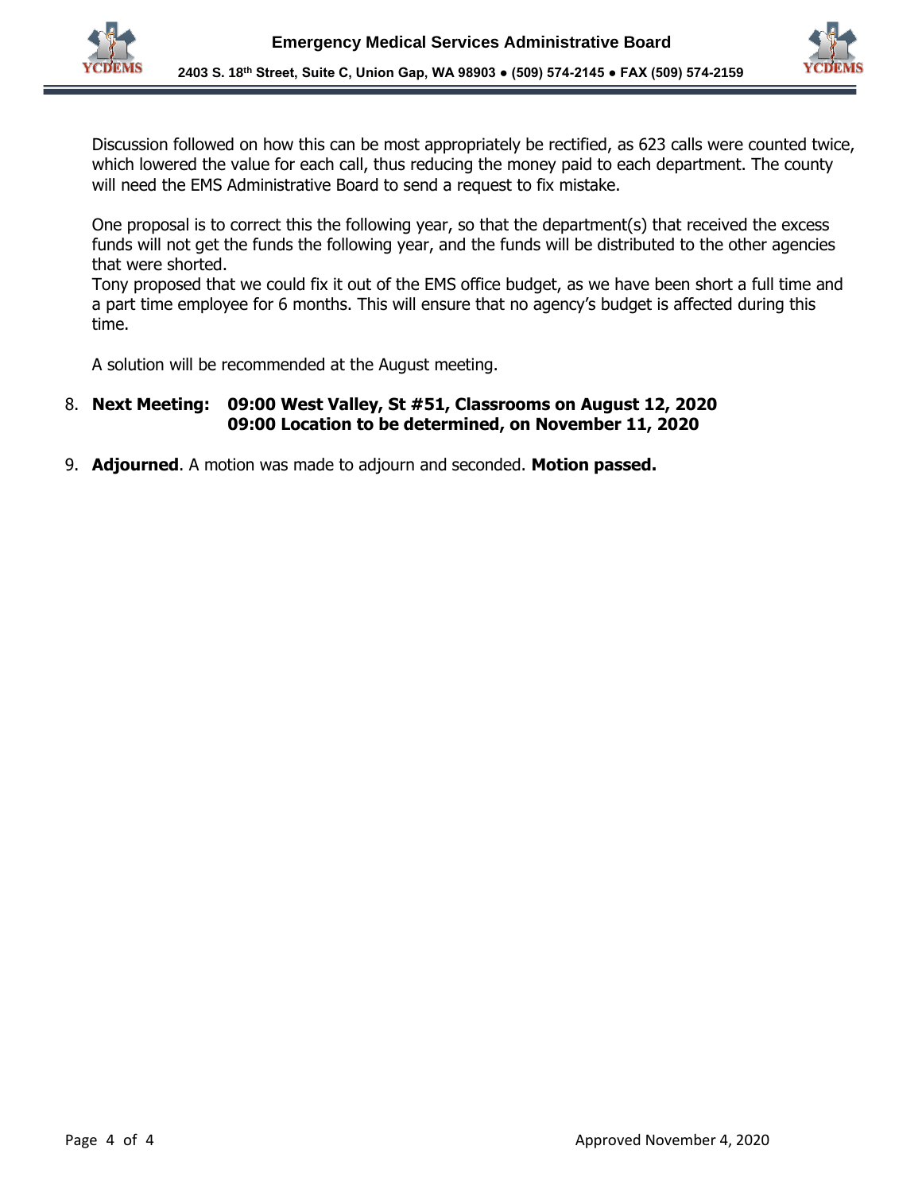Discussion followed on how this can be most appropriately be rectified, as 623 calls were counted twice, which lowered the value for each call, thus reducing the money paid to each department. The county will need the EMS Administrative Board to send a request to fix mistake.

One proposal is to correct this the following year, so that the department(s) that received the excess funds will not get the funds the following year, and the funds will be distributed to the other agencies that were shorted.
Tony proposed that we could fix it out of the EMS office budget, as we have been short a full time and a part time employee for 6 months. This will ensure that no agency's budget is affected during this time.

A solution will be recommended at the August meeting.

8. **Next Meeting: 09:00 West Valley, St #51, Classrooms on August 12, 2020**
   **09:00 Location to be determined, on November 11, 2020**

9. **Adjourned**. A motion was made to adjourn and seconded. **Motion passed.**

Approved November 4, 2020